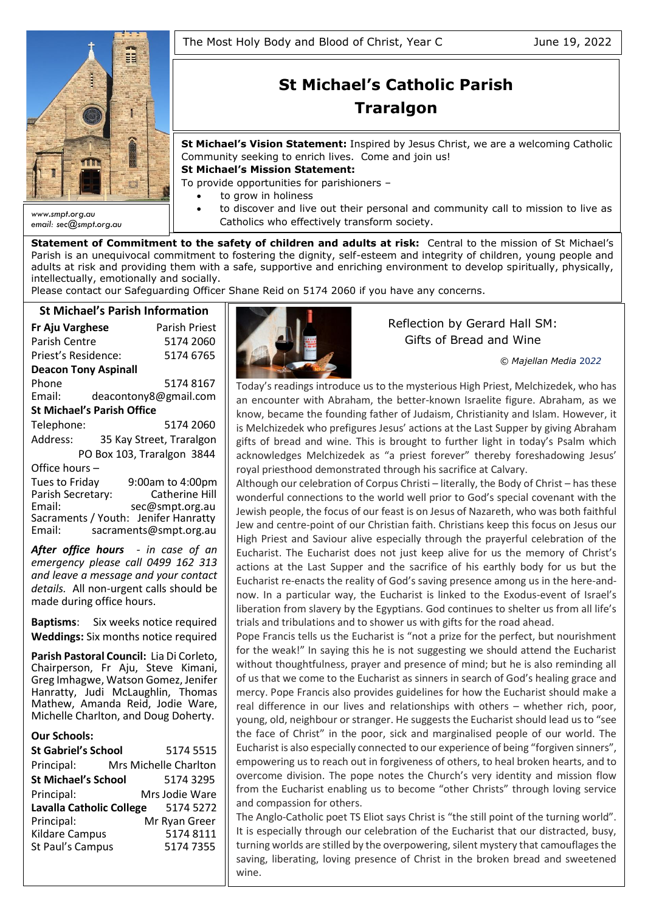The Most Holy Body and Blood of Christ, Year C — June 19, 2022

# St Michael's Catholic Parish Traralgon

www.smpt.org.au
email: sec@smpt.org.au

**St Michael's Vision Statement:** Inspired by Jesus Christ, we are a welcoming Catholic Community seeking to enrich lives. Come and join us!

**St Michael's Mission Statement:**
To provide opportunities for parishioners –

- to grow in holiness
- to discover and live out their personal and community call to mission to live as Catholics who effectively transform society.

**Statement of Commitment to the safety of children and adults at risk:** Central to the mission of St Michael's Parish is an unequivocal commitment to fostering the dignity, self-esteem and integrity of children, young people and adults at risk and providing them with a safe, supportive and enriching environment to develop spiritually, physically, intellectually, emotionally and socially.
Please contact our Safeguarding Officer Shane Reid on 5174 2060 if you have any concerns.

## St Michael's Parish Information

**Fr Aju Varghese** — Parish Priest
Parish Centre — 5174 2060
Priest's Residence: — 5174 6765

**Deacon Tony Aspinall**
Phone — 5174 8167
Email: deacontony8@gmail.com

**St Michael's Parish Office**
Telephone: — 5174 2060
Address: 35 Kay Street, Traralgon
PO Box 103, Traralgon 3844
Office hours –
Tues to Friday — 9:00am to 4:00pm
Parish Secretary: — Catherine Hill
Email: sec@smpt.org.au
Sacraments / Youth: Jenifer Hanratty
Email: sacraments@smpt.org.au

***After office hours*** *- in case of an emergency please call 0499 162 313 and leave a message and your contact details.* All non-urgent calls should be made during office hours.

**Baptisms**: Six weeks notice required
**Weddings:** Six months notice required

**Parish Pastoral Council:** Lia Di Corleto, Chairperson, Fr Aju, Steve Kimani, Greg Imhagwe, Watson Gomez, Jenifer Hanratty, Judi McLaughlin, Thomas Mathew, Amanda Reid, Jodie Ware, Michelle Charlton, and Doug Doherty.

**Our Schools:**

**St Gabriel's School** — 5174 5515
Principal: Mrs Michelle Charlton

**St Michael's School** — 5174 3295
Principal: Mrs Jodie Ware

**Lavalla Catholic College** — 5174 5272
Principal: Mr Ryan Greer
Kildare Campus — 5174 8111
St Paul's Campus — 5174 7355

## Reflection by Gerard Hall SM: Gifts of Bread and Wine

*© Majellan Media 2022*

Today's readings introduce us to the mysterious High Priest, Melchizedek, who has an encounter with Abraham, the better-known Israelite figure. Abraham, as we know, became the founding father of Judaism, Christianity and Islam. However, it is Melchizedek who prefigures Jesus' actions at the Last Supper by giving Abraham gifts of bread and wine. This is brought to further light in today's Psalm which acknowledges Melchizedek as "a priest forever" thereby foreshadowing Jesus' royal priesthood demonstrated through his sacrifice at Calvary.

Although our celebration of Corpus Christi – literally, the Body of Christ – has these wonderful connections to the world well prior to God's special covenant with the Jewish people, the focus of our feast is on Jesus of Nazareth, who was both faithful Jew and centre-point of our Christian faith. Christians keep this focus on Jesus our High Priest and Saviour alive especially through the prayerful celebration of the Eucharist. The Eucharist does not just keep alive for us the memory of Christ's actions at the Last Supper and the sacrifice of his earthly body for us but the Eucharist re-enacts the reality of God's saving presence among us in the here-and-now. In a particular way, the Eucharist is linked to the Exodus-event of Israel's liberation from slavery by the Egyptians. God continues to shelter us from all life's trials and tribulations and to shower us with gifts for the road ahead.

Pope Francis tells us the Eucharist is "not a prize for the perfect, but nourishment for the weak!" In saying this he is not suggesting we should attend the Eucharist without thoughtfulness, prayer and presence of mind; but he is also reminding all of us that we come to the Eucharist as sinners in search of God's healing grace and mercy. Pope Francis also provides guidelines for how the Eucharist should make a real difference in our lives and relationships with others – whether rich, poor, young, old, neighbour or stranger. He suggests the Eucharist should lead us to "see the face of Christ" in the poor, sick and marginalised people of our world. The Eucharist is also especially connected to our experience of being "forgiven sinners", empowering us to reach out in forgiveness of others, to heal broken hearts, and to overcome division. The pope notes the Church's very identity and mission flow from the Eucharist enabling us to become "other Christs" through loving service and compassion for others.

The Anglo-Catholic poet TS Eliot says Christ is "the still point of the turning world". It is especially through our celebration of the Eucharist that our distracted, busy, turning worlds are stilled by the overpowering, silent mystery that camouflages the saving, liberating, loving presence of Christ in the broken bread and sweetened wine.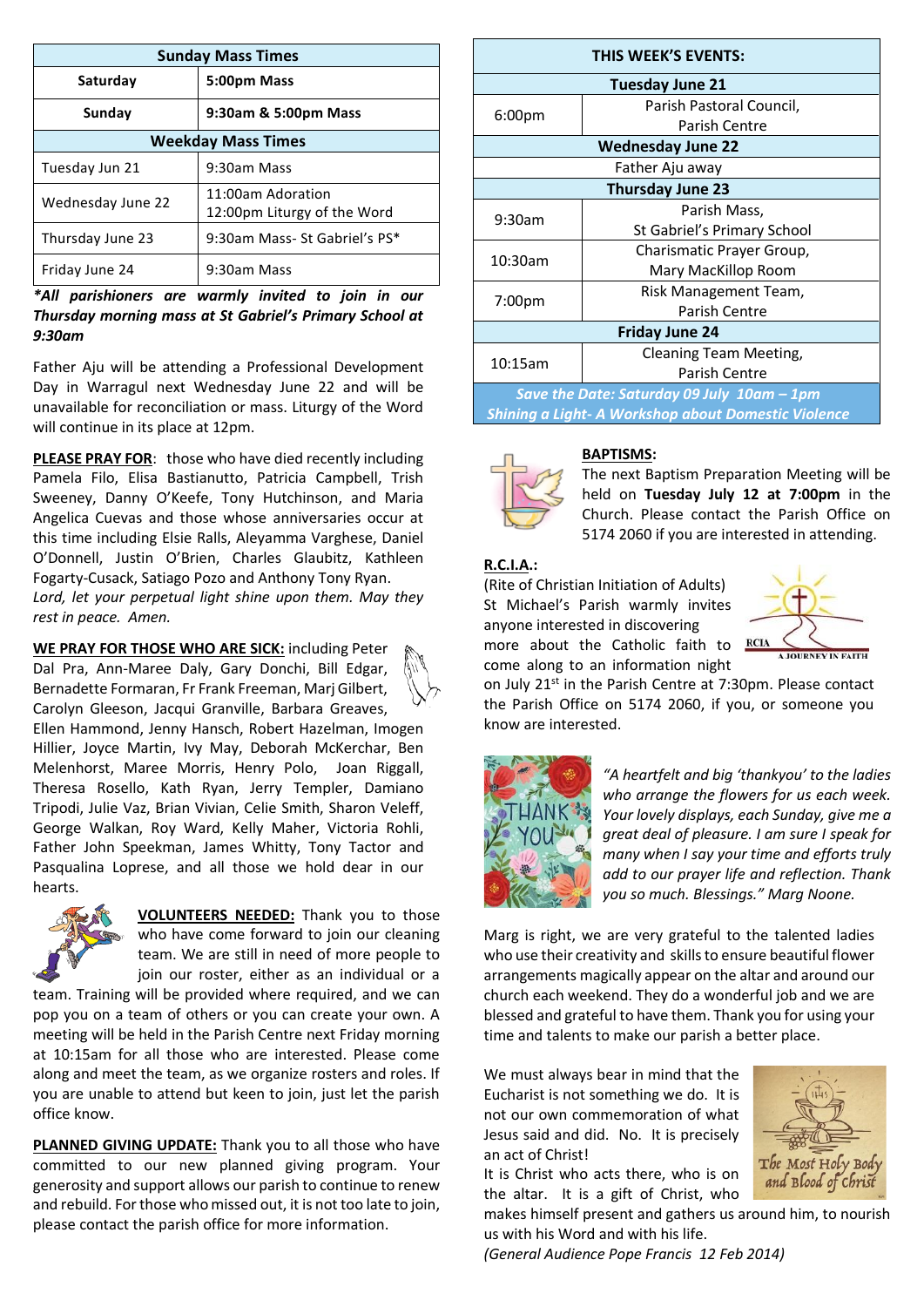| Sunday Mass Times | |
|---|---|
| **Saturday** | **5:00pm Mass** |
| **Sunday** | **9:30am & 5:00pm Mass** |
| **Weekday Mass Times** | |
| Tuesday Jun 21 | 9:30am Mass |
| Wednesday June 22 | 11:00am Adoration<br>12:00pm Liturgy of the Word |
| Thursday June 23 | 9:30am Mass- St Gabriel's PS* |
| Friday June 24 | 9:30am Mass |

***All parishioners are warmly invited to join in our Thursday morning mass at St Gabriel's Primary School at 9:30am***

Father Aju will be attending a Professional Development Day in Warragul next Wednesday June 22 and will be unavailable for reconciliation or mass. Liturgy of the Word will continue in its place at 12pm.

**PLEASE PRAY FOR**: those who have died recently including Pamela Filo, Elisa Bastianutto, Patricia Campbell, Trish Sweeney, Danny O'Keefe, Tony Hutchinson, and Maria Angelica Cuevas and those whose anniversaries occur at this time including Elsie Ralls, Aleyamma Varghese, Daniel O'Donnell, Justin O'Brien, Charles Glaubitz, Kathleen Fogarty-Cusack, Satiago Pozo and Anthony Tony Ryan.
*Lord, let your perpetual light shine upon them. May they rest in peace. Amen.*

**WE PRAY FOR THOSE WHO ARE SICK:** including Peter Dal Pra, Ann-Maree Daly, Gary Donchi, Bill Edgar, Bernadette Formaran, Fr Frank Freeman, Marj Gilbert, Carolyn Gleeson, Jacqui Granville, Barbara Greaves, Ellen Hammond, Jenny Hansch, Robert Hazelman, Imogen Hillier, Joyce Martin, Ivy May, Deborah McKerchar, Ben Melenhorst, Maree Morris, Henry Polo, Joan Riggall, Theresa Rosello, Kath Ryan, Jerry Templer, Damiano Tripodi, Julie Vaz, Brian Vivian, Celie Smith, Sharon Veleff, George Walkan, Roy Ward, Kelly Maher, Victoria Rohli, Father John Speekman, James Whitty, Tony Tactor and Pasqualina Loprese, and all those we hold dear in our hearts.

**VOLUNTEERS NEEDED:** Thank you to those who have come forward to join our cleaning team. We are still in need of more people to join our roster, either as an individual or a team. Training will be provided where required, and we can pop you on a team of others or you can create your own. A meeting will be held in the Parish Centre next Friday morning at 10:15am for all those who are interested. Please come along and meet the team, as we organize rosters and roles. If you are unable to attend but keen to join, just let the parish office know.

**PLANNED GIVING UPDATE:** Thank you to all those who have committed to our new planned giving program. Your generosity and support allows our parish to continue to renew and rebuild. For those who missed out, it is not too late to join, please contact the parish office for more information.

| THIS WEEK'S EVENTS: | |
|---|---|
| **Tuesday June 21** | |
| 6:00pm | Parish Pastoral Council, Parish Centre |
| **Wednesday June 22** | |
| Father Aju away | |
| **Thursday June 23** | |
| 9:30am | Parish Mass, St Gabriel's Primary School |
| 10:30am | Charismatic Prayer Group, Mary MacKillop Room |
| 7:00pm | Risk Management Team, Parish Centre |
| **Friday June 24** | |
| 10:15am | Cleaning Team Meeting, Parish Centre |
| ***Save the Date: Saturday 09 July 10am – 1pm Shining a Light- A Workshop about Domestic Violence*** | |

**BAPTISMS:**
The next Baptism Preparation Meeting will be held on **Tuesday July 12 at 7:00pm** in the Church. Please contact the Parish Office on 5174 2060 if you are interested in attending.

**R.C.I.A.:**
(Rite of Christian Initiation of Adults) St Michael's Parish warmly invites anyone interested in discovering more about the Catholic faith to come along to an information night on July 21st in the Parish Centre at 7:30pm. Please contact the Parish Office on 5174 2060, if you, or someone you know are interested.

*"A heartfelt and big 'thankyou' to the ladies who arrange the flowers for us each week. Your lovely displays, each Sunday, give me a great deal of pleasure. I am sure I speak for many when I say your time and efforts truly add to our prayer life and reflection. Thank you so much. Blessings." Marg Noone.*

Marg is right, we are very grateful to the talented ladies who use their creativity and skills to ensure beautiful flower arrangements magically appear on the altar and around our church each weekend. They do a wonderful job and we are blessed and grateful to have them. Thank you for using your time and talents to make our parish a better place.

We must always bear in mind that the Eucharist is not something we do. It is not our own commemoration of what Jesus said and did. No. It is precisely an act of Christ!
It is Christ who acts there, who is on the altar. It is a gift of Christ, who makes himself present and gathers us around him, to nourish us with his Word and with his life.
*(General Audience Pope Francis 12 Feb 2014)*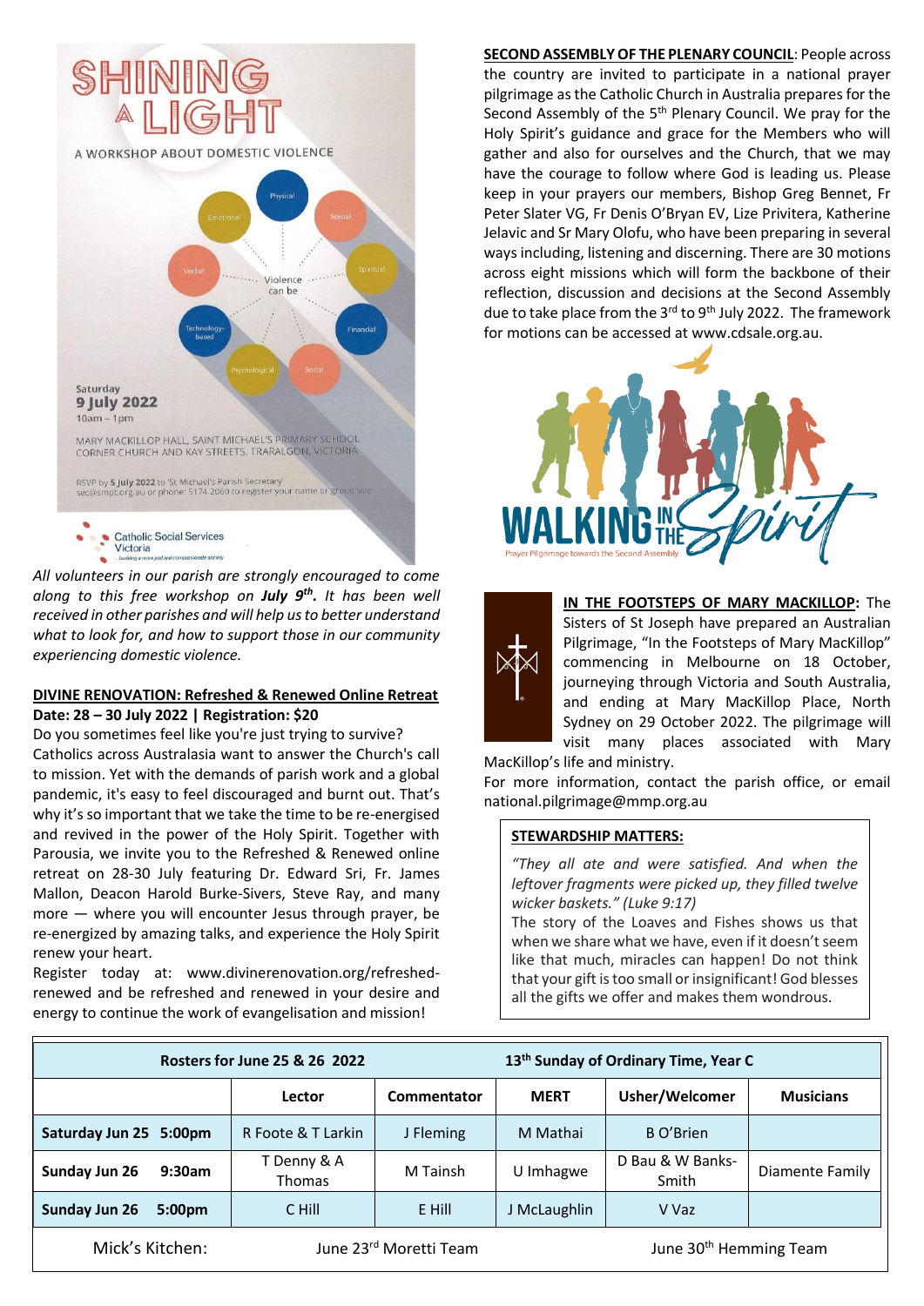SHINING A LIGHT

A WORKSHOP ABOUT DOMESTIC VIOLENCE

Violence can be: Physical, Sexual, Spiritual, Financial, Social, Psychological, Technology-based, Verbal, Emotional

Saturday
**9 July 2022**
10am – 1pm

MARY MACKILLOP HALL, SAINT MICHAEL'S PRIMARY SCHOOL
CORNER CHURCH AND KAY STREETS, TRARALGON, VICTORIA

RSVP by **5 July 2022** to 'St Michael's Parish Secretary' sec@smpt.org.au or phone: 5174 2060 to register your name or group size

Catholic Social Services Victoria

*All volunteers in our parish are strongly encouraged to come along to this free workshop on **July 9th**. It has been well received in other parishes and will help us to better understand what to look for, and how to support those in our community experiencing domestic violence.*

**DIVINE RENOVATION: Refreshed & Renewed Online Retreat**
**Date: 28 – 30 July 2022 | Registration: $20**

Do you sometimes feel like you're just trying to survive? Catholics across Australasia want to answer the Church's call to mission. Yet with the demands of parish work and a global pandemic, it's easy to feel discouraged and burnt out. That's why it's so important that we take the time to be re-energised and revived in the power of the Holy Spirit. Together with Parousia, we invite you to the Refreshed & Renewed online retreat on 28-30 July featuring Dr. Edward Sri, Fr. James Mallon, Deacon Harold Burke-Sivers, Steve Ray, and many more — where you will encounter Jesus through prayer, be re-energized by amazing talks, and experience the Holy Spirit renew your heart.

Register today at: www.divinerenovation.org/refreshed-renewed and be refreshed and renewed in your desire and energy to continue the work of evangelisation and mission!

**SECOND ASSEMBLY OF THE PLENARY COUNCIL**: People across the country are invited to participate in a national prayer pilgrimage as the Catholic Church in Australia prepares for the Second Assembly of the 5th Plenary Council. We pray for the Holy Spirit's guidance and grace for the Members who will gather and also for ourselves and the Church, that we may have the courage to follow where God is leading us. Please keep in your prayers our members, Bishop Greg Bennet, Fr Peter Slater VG, Fr Denis O'Bryan EV, Lize Privitera, Katherine Jelavic and Sr Mary Olofu, who have been preparing in several ways including, listening and discerning. There are 30 motions across eight missions which will form the backbone of their reflection, discussion and decisions at the Second Assembly due to take place from the 3rd to 9th July 2022. The framework for motions can be accessed at www.cdsale.org.au.

WALKING IN THE Spirit
Prayer Pilgrimage towards the Second Assembly

**IN THE FOOTSTEPS OF MARY MACKILLOP:** The Sisters of St Joseph have prepared an Australian Pilgrimage, "In the Footsteps of Mary MacKillop" commencing in Melbourne on 18 October, journeying through Victoria and South Australia, and ending at Mary MacKillop Place, North Sydney on 29 October 2022. The pilgrimage will visit many places associated with Mary MacKillop's life and ministry.

For more information, contact the parish office, or email national.pilgrimage@mmp.org.au

**STEWARDSHIP MATTERS:**

*"They all ate and were satisfied. And when the leftover fragments were picked up, they filled twelve wicker baskets." (Luke 9:17)*

The story of the Loaves and Fishes shows us that when we share what we have, even if it doesn't seem like that much, miracles can happen! Do not think that your gift is too small or insignificant! God blesses all the gifts we offer and makes them wondrous.

| Rosters for June 25 & 26 2022 | | | 13th Sunday of Ordinary Time, Year C | | |
|---|---|---|---|---|---|
| | **Lector** | **Commentator** | **MERT** | **Usher/Welcomer** | **Musicians** |
| **Saturday Jun 25 5:00pm** | R Foote & T Larkin | J Fleming | M Mathai | B O'Brien | |
| **Sunday Jun 26 9:30am** | T Denny & A Thomas | M Tainsh | U Imhagwe | D Bau & W Banks-Smith | Diamente Family |
| **Sunday Jun 26 5:00pm** | C Hill | E Hill | J McLaughlin | V Vaz | |
| Mick's Kitchen: | June 23rd Moretti Team | | | June 30th Hemming Team | |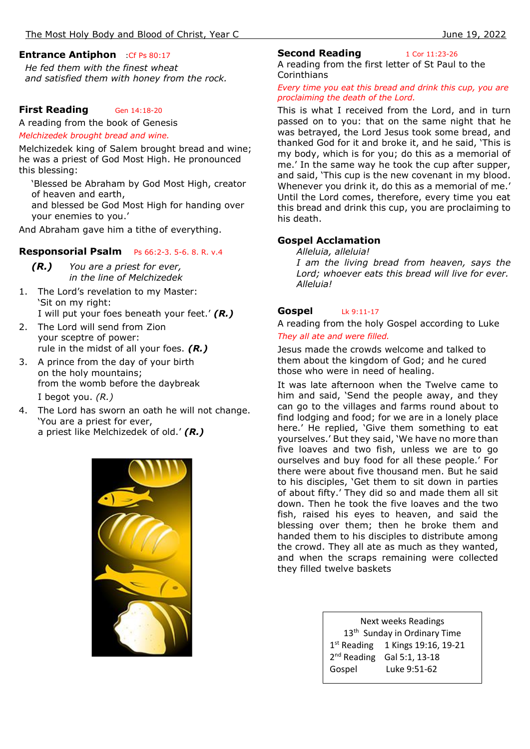The Most Holy Body and Blood of Christ, Year C — June 19, 2022

## Entrance Antiphon :Cf Ps 80:17

*He fed them with the finest wheat*
*and satisfied them with honey from the rock.*

## First Reading Gen 14:18-20

A reading from the book of Genesis

*Melchizedek brought bread and wine.*

Melchizedek king of Salem brought bread and wine; he was a priest of God Most High. He pronounced this blessing:

'Blessed be Abraham by God Most High, creator of heaven and earth,
and blessed be God Most High for handing over your enemies to you.'

And Abraham gave him a tithe of everything.

## Responsorial Psalm Ps 66:2-3. 5-6. 8. R. v.4

***(R.)*** *You are a priest for ever,*
*in the line of Melchizedek*

1. The Lord's revelation to my Master:
'Sit on my right:
I will put your foes beneath your feet.' ***(R.)***
2. The Lord will send from Zion
your sceptre of power:
rule in the midst of all your foes. ***(R.)***
3. A prince from the day of your birth
on the holy mountains;
from the womb before the daybreak
I begot you. *(R.)*
4. The Lord has sworn an oath he will not change.
'You are a priest for ever,
a priest like Melchizedek of old.' ***(R.)***

## Second Reading 1 Cor 11:23-26

A reading from the first letter of St Paul to the Corinthians

*Every time you eat this bread and drink this cup, you are proclaiming the death of the Lord.*

This is what I received from the Lord, and in turn passed on to you: that on the same night that he was betrayed, the Lord Jesus took some bread, and thanked God for it and broke it, and he said, 'This is my body, which is for you; do this as a memorial of me.' In the same way he took the cup after supper, and said, 'This cup is the new covenant in my blood. Whenever you drink it, do this as a memorial of me.' Until the Lord comes, therefore, every time you eat this bread and drink this cup, you are proclaiming to his death.

## Gospel Acclamation

*Alleluia, alleluia!*
*I am the living bread from heaven, says the Lord; whoever eats this bread will live for ever.*
*Alleluia!*

## Gospel Lk 9:11-17

A reading from the holy Gospel according to Luke

*They all ate and were filled.*

Jesus made the crowds welcome and talked to them about the kingdom of God; and he cured those who were in need of healing.

It was late afternoon when the Twelve came to him and said, 'Send the people away, and they can go to the villages and farms round about to find lodging and food; for we are in a lonely place here.' He replied, 'Give them something to eat yourselves.' But they said, 'We have no more than five loaves and two fish, unless we are to go ourselves and buy food for all these people.' For there were about five thousand men. But he said to his disciples, 'Get them to sit down in parties of about fifty.' They did so and made them all sit down. Then he took the five loaves and the two fish, raised his eyes to heaven, and said the blessing over them; then he broke them and handed them to his disciples to distribute among the crowd. They all ate as much as they wanted, and when the scraps remaining were collected they filled twelve baskets

Next weeks Readings
13th Sunday in Ordinary Time

| | |
|---|---|
| 1st Reading | 1 Kings 19:16, 19-21 |
| 2nd Reading | Gal 5:1, 13-18 |
| Gospel | Luke 9:51-62 |